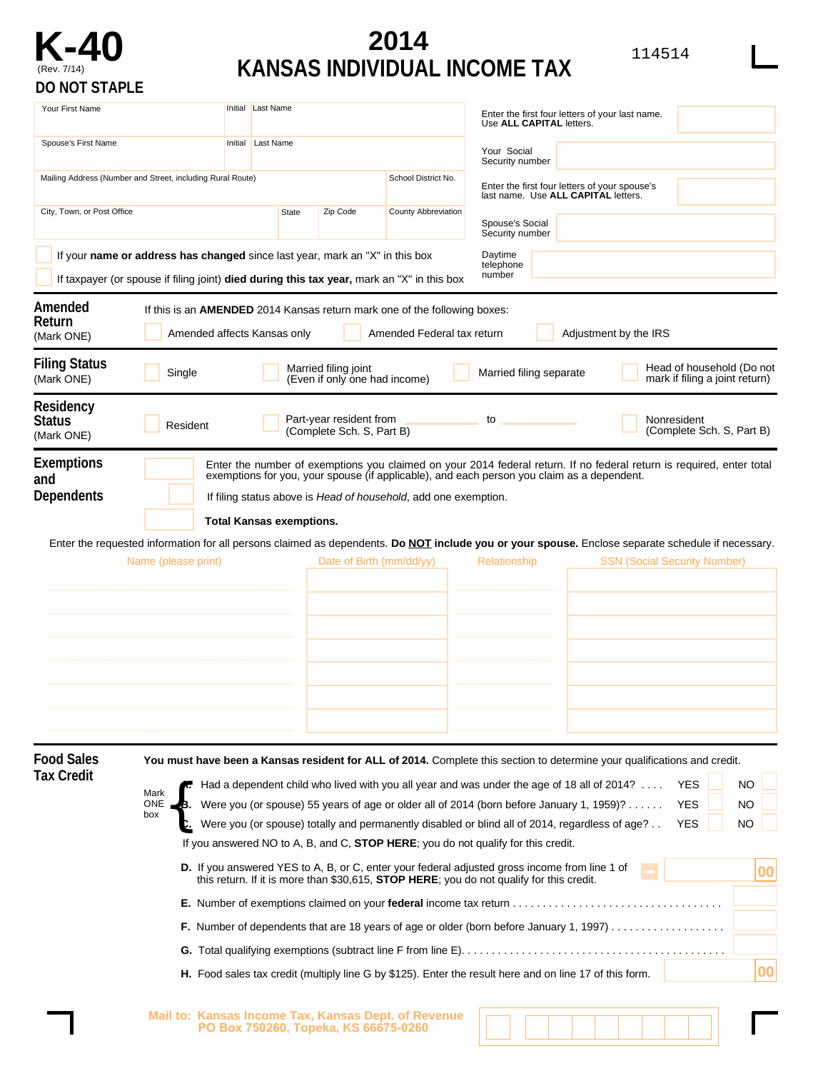# K-40

(Rev. 7/14)

**DO NOT STAPLE**

# 2014 KANSAS INDIVIDUAL INCOME TAX

114514

| Your First Name | Initial | Last Name |
|---|---|---|
| Spouse's First Name | Initial | Last Name |

| Mailing Address (Number and Street, including Rural Route) | | | School District No. |
|---|---|---|---|
| City, Town, or Post Office | State | Zip Code | County Abbreviation |

Enter the first four letters of your last name. Use **ALL CAPITAL** letters.

Your Social Security number

Enter the first four letters of your spouse's last name. Use **ALL CAPITAL** letters.

Spouse's Social Security number

Daytime telephone number

If your **name or address has changed** since last year, mark an "X" in this box

If taxpayer (or spouse if filing joint) **died during this tax year,** mark an "X" in this box

**Amended Return** (Mark ONE)

If this is an **AMENDED** 2014 Kansas return mark one of the following boxes:

- Amended affects Kansas only
- Amended Federal tax return
- Adjustment by the IRS

**Filing Status** (Mark ONE)

- Single
- Married filing joint (Even if only one had income)
- Married filing separate
- Head of household (Do not mark if filing a joint return)

**Residency Status** (Mark ONE)

- Resident
- Part-year resident from ____________ to ____________ (Complete Sch. S, Part B)
- Nonresident (Complete Sch. S, Part B)

**Exemptions and Dependents**

Enter the number of exemptions you claimed on your 2014 federal return. If no federal return is required, enter total exemptions for you, your spouse (if applicable), and each person you claim as a dependent.

If filing status above is *Head of household*, add one exemption.

**Total Kansas exemptions.**

Enter the requested information for all persons claimed as dependents. **Do NOT include you or your spouse.** Enclose separate schedule if necessary.

| Name (please print) | Date of Birth (mm/dd/yy) | Relationship | SSN (Social Security Number) |
|---|---|---|---|
| | | | |
| | | | |
| | | | |
| | | | |
| | | | |
| | | | |
| | | | |

**Food Sales Tax Credit**

**You must have been a Kansas resident for ALL of 2014.** Complete this section to determine your qualifications and credit.

Mark ONE box

- **A.** Had a dependent child who lived with you all year and was under the age of 18 all of 2014? . . . . YES NO
- **B.** Were you (or spouse) 55 years of age or older all of 2014 (born before January 1, 1959)? . . . . . . YES NO
- **C.** Were you (or spouse) totally and permanently disabled or blind all of 2014, regardless of age? . . YES NO

If you answered NO to A, B, and C, **STOP HERE**; you do not qualify for this credit.

**D.** If you answered YES to A, B, or C, enter your federal adjusted gross income from line 1 of this return. If it is more than $30,615, **STOP HERE**; you do not qualify for this credit. .00

**E.** Number of exemptions claimed on your **federal** income tax return . . . . . . . . . . . . . . . . . . . . . . . . . . . . . . . . . .

**F.** Number of dependents that are 18 years of age or older (born before January 1, 1997) . . . . . . . . . . . . . . . . . . .

**G.** Total qualifying exemptions (subtract line F from line E). . . . . . . . . . . . . . . . . . . . . . . . . . . . . . . . . . . . . . . . . .

**H.** Food sales tax credit (multiply line G by $125). Enter the result here and on line 17 of this form. .00

**Mail to: Kansas Income Tax, Kansas Dept. of Revenue PO Box 750260, Topeka, KS 66675-0260**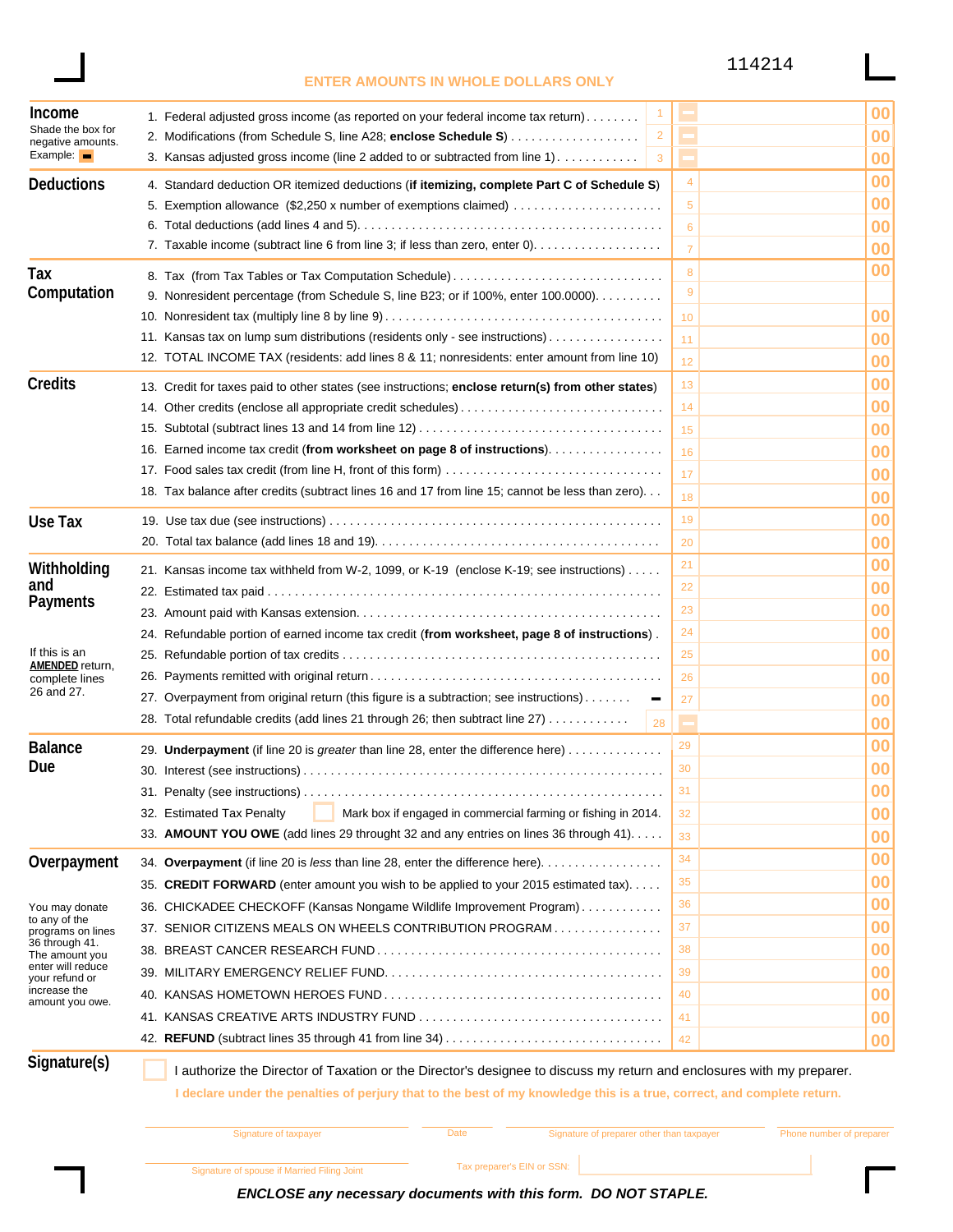114214

ENTER AMOUNTS IN WHOLE DOLLARS ONLY

## Income

Shade the box for negative amounts. Example: ▬

| | | |
|---|---|---|
| 1. Federal adjusted gross income (as reported on your federal income tax return) | 1 | 00 |
| 2. Modifications (from Schedule S, line A28; **enclose Schedule S**) | 2 | 00 |
| 3. Kansas adjusted gross income (line 2 added to or subtracted from line 1) | 3 | 00 |

## Deductions

| | | |
|---|---|---|
| 4. Standard deduction OR itemized deductions (**if itemizing, complete Part C of Schedule S**) | 4 | 00 |
| 5. Exemption allowance ($2,250 x number of exemptions claimed) | 5 | 00 |
| 6. Total deductions (add lines 4 and 5) | 6 | 00 |
| 7. Taxable income (subtract line 6 from line 3; if less than zero, enter 0) | 7 | 00 |

## Tax Computation

| | | |
|---|---|---|
| 8. Tax (from Tax Tables or Tax Computation Schedule) | 8 | 00 |
| 9. Nonresident percentage (from Schedule S, line B23; or if 100%, enter 100.0000) | 9 | |
| 10. Nonresident tax (multiply line 8 by line 9) | 10 | 00 |
| 11. Kansas tax on lump sum distributions (residents only - see instructions) | 11 | 00 |
| 12. TOTAL INCOME TAX (residents: add lines 8 & 11; nonresidents: enter amount from line 10) | 12 | 00 |

## Credits

| | | |
|---|---|---|
| 13. Credit for taxes paid to other states (see instructions; **enclose return(s) from other states**) | 13 | 00 |
| 14. Other credits (enclose all appropriate credit schedules) | 14 | 00 |
| 15. Subtotal (subtract lines 13 and 14 from line 12) | 15 | 00 |
| 16. Earned income tax credit (**from worksheet on page 8 of instructions**) | 16 | 00 |
| 17. Food sales tax credit (from line H, front of this form) | 17 | 00 |
| 18. Tax balance after credits (subtract lines 16 and 17 from line 15; cannot be less than zero) | 18 | 00 |

## Use Tax

| | | |
|---|---|---|
| 19. Use tax due (see instructions) | 19 | 00 |
| 20. Total tax balance (add lines 18 and 19) | 20 | 00 |

## Withholding and Payments

If this is an **AMENDED** return, complete lines 26 and 27.

| | | |
|---|---|---|
| 21. Kansas income tax withheld from W-2, 1099, or K-19 (enclose K-19; see instructions) | 21 | 00 |
| 22. Estimated tax paid | 22 | 00 |
| 23. Amount paid with Kansas extension | 23 | 00 |
| 24. Refundable portion of earned income tax credit (**from worksheet, page 8 of instructions**) | 24 | 00 |
| 25. Refundable portion of tax credits | 25 | 00 |
| 26. Payments remitted with original return | 26 | 00 |
| 27. Overpayment from original return (this figure is a subtraction; see instructions) ▬ | 27 | 00 |
| 28. Total refundable credits (add lines 21 through 26; then subtract line 27) | 28 | 00 |

## Balance Due

| | | |
|---|---|---|
| 29. **Underpayment** (if line 20 is *greater* than line 28, enter the difference here) | 29 | 00 |
| 30. Interest (see instructions) | 30 | 00 |
| 31. Penalty (see instructions) | 31 | 00 |
| 32. Estimated Tax Penalty ☐ Mark box if engaged in commercial farming or fishing in 2014. | 32 | 00 |
| 33. **AMOUNT YOU OWE** (add lines 29 throught 32 and any entries on lines 36 through 41) | 33 | 00 |

## Overpayment

You may donate to any of the programs on lines 36 through 41. The amount you enter will reduce your refund or increase the amount you owe.

| | | |
|---|---|---|
| 34. **Overpayment** (if line 20 is *less* than line 28, enter the difference here) | 34 | 00 |
| 35. **CREDIT FORWARD** (enter amount you wish to be applied to your 2015 estimated tax) | 35 | 00 |
| 36. CHICKADEE CHECKOFF (Kansas Nongame Wildlife Improvement Program) | 36 | 00 |
| 37. SENIOR CITIZENS MEALS ON WHEELS CONTRIBUTION PROGRAM | 37 | 00 |
| 38. BREAST CANCER RESEARCH FUND | 38 | 00 |
| 39. MILITARY EMERGENCY RELIEF FUND | 39 | 00 |
| 40. KANSAS HOMETOWN HEROES FUND | 40 | 00 |
| 41. KANSAS CREATIVE ARTS INDUSTRY FUND | 41 | 00 |
| 42. **REFUND** (subtract lines 35 through 41 from line 34) | 42 | 00 |

## Signature(s)

☐ I authorize the Director of Taxation or the Director's designee to discuss my return and enclosures with my preparer.

**I declare under the penalties of perjury that to the best of my knowledge this is a true, correct, and complete return.**

Signature of taxpayer | Date | Signature of preparer other than taxpayer | Phone number of preparer

Signature of spouse if Married Filing Joint | Tax preparer's EIN or SSN:

***ENCLOSE any necessary documents with this form. DO NOT STAPLE.***